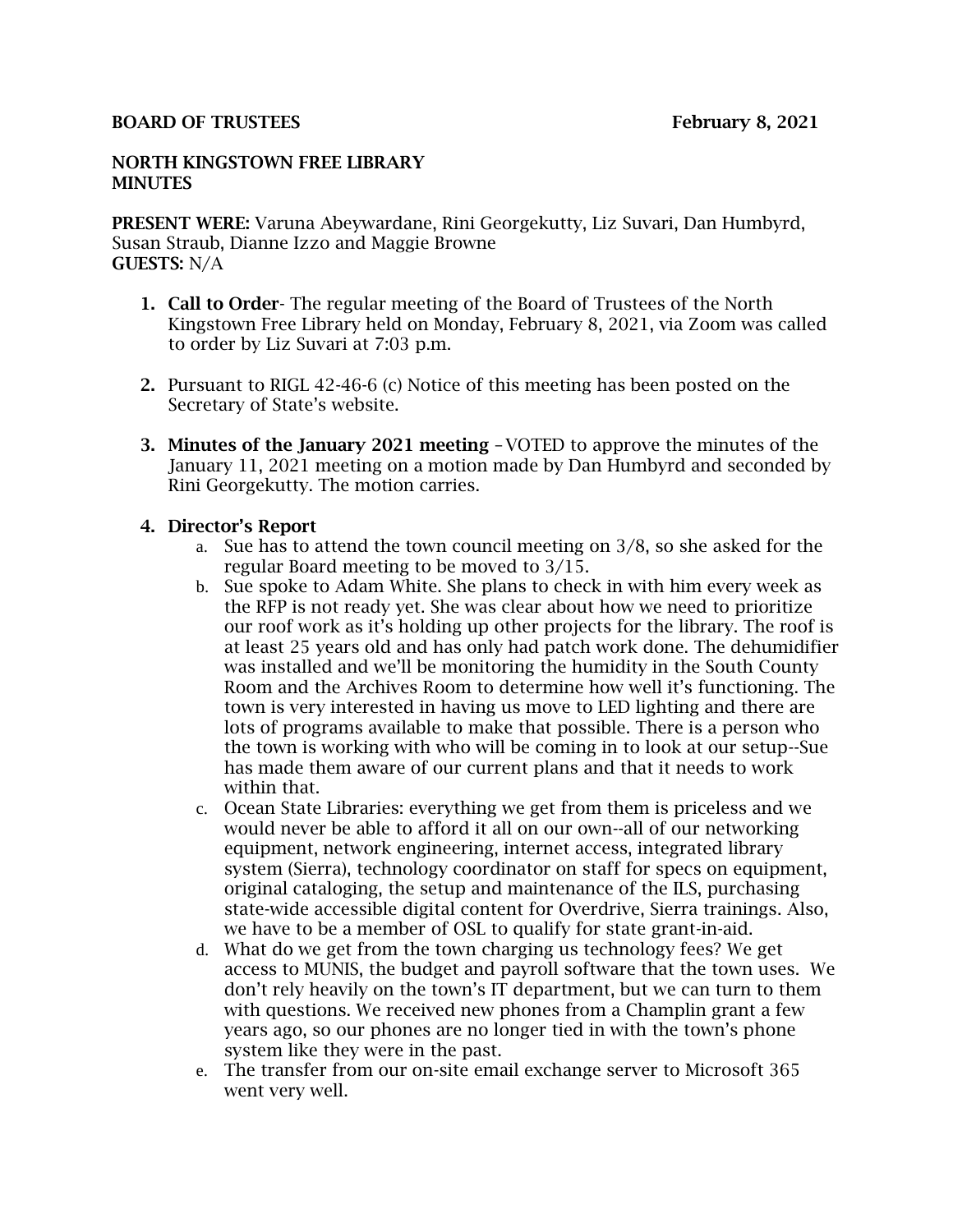**BOARD OF TRUSTEES** **February 8, 2021**

**NORTH KINGSTOWN FREE LIBRARY**
**MINUTES**

**PRESENT WERE:** Varuna Abeywardane, Rini Georgekutty, Liz Suvari, Dan Humbyrd, Susan Straub, Dianne Izzo and Maggie Browne
**GUESTS:** N/A

1. **Call to Order**- The regular meeting of the Board of Trustees of the North Kingstown Free Library held on Monday, February 8, 2021, via Zoom was called to order by Liz Suvari at 7:03 p.m.

2. Pursuant to RIGL 42-46-6 (c) Notice of this meeting has been posted on the Secretary of State's website.

3. **Minutes of the January 2021 meeting** –VOTED to approve the minutes of the January 11, 2021 meeting on a motion made by Dan Humbyrd and seconded by Rini Georgekutty. The motion carries.

4. **Director's Report**
   a. Sue has to attend the town council meeting on 3/8, so she asked for the regular Board meeting to be moved to 3/15.
   b. Sue spoke to Adam White. She plans to check in with him every week as the RFP is not ready yet. She was clear about how we need to prioritize our roof work as it's holding up other projects for the library. The roof is at least 25 years old and has only had patch work done. The dehumidifier was installed and we'll be monitoring the humidity in the South County Room and the Archives Room to determine how well it's functioning. The town is very interested in having us move to LED lighting and there are lots of programs available to make that possible. There is a person who the town is working with who will be coming in to look at our setup--Sue has made them aware of our current plans and that it needs to work within that.
   c. Ocean State Libraries: everything we get from them is priceless and we would never be able to afford it all on our own--all of our networking equipment, network engineering, internet access, integrated library system (Sierra), technology coordinator on staff for specs on equipment, original cataloging, the setup and maintenance of the ILS, purchasing state-wide accessible digital content for Overdrive, Sierra trainings. Also, we have to be a member of OSL to qualify for state grant-in-aid.
   d. What do we get from the town charging us technology fees? We get access to MUNIS, the budget and payroll software that the town uses. We don't rely heavily on the town's IT department, but we can turn to them with questions. We received new phones from a Champlin grant a few years ago, so our phones are no longer tied in with the town's phone system like they were in the past.
   e. The transfer from our on-site email exchange server to Microsoft 365 went very well.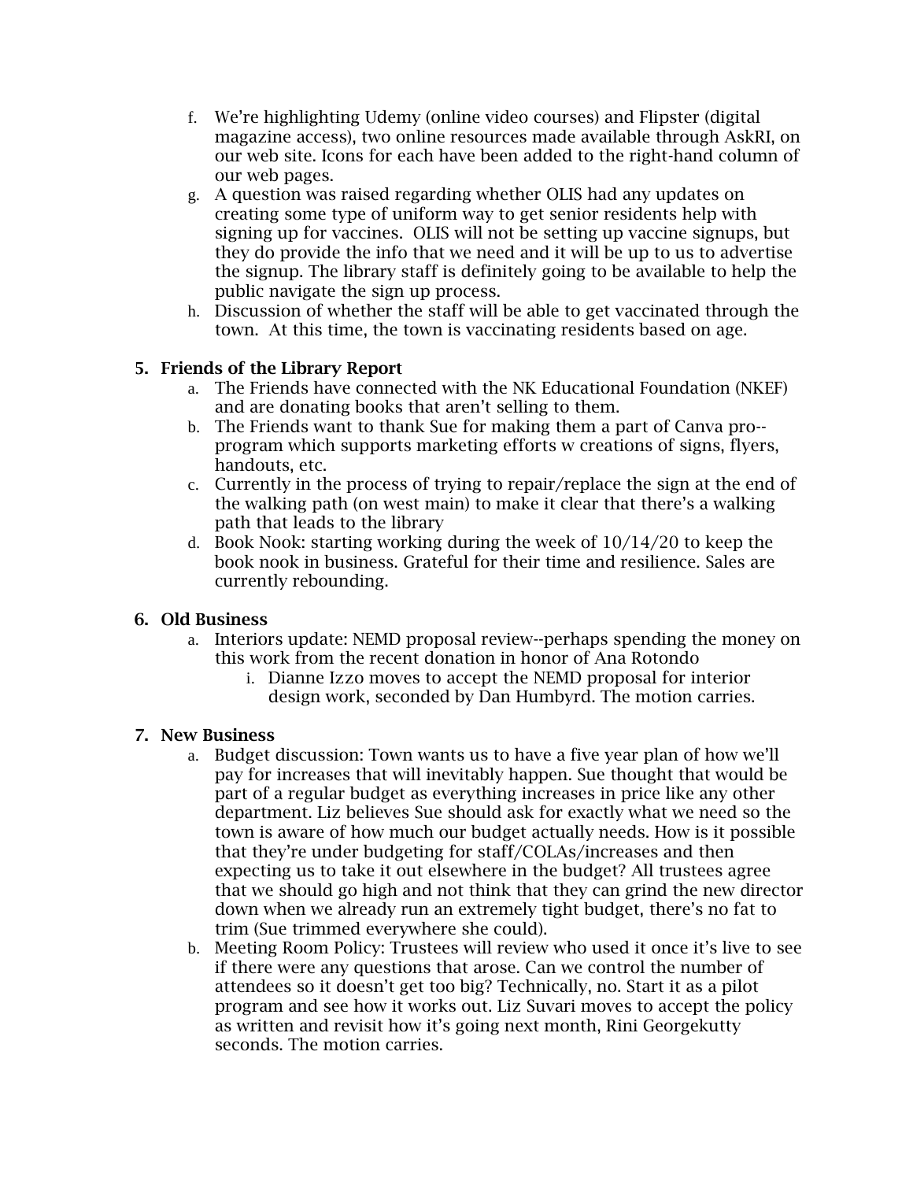f. We're highlighting Udemy (online video courses) and Flipster (digital magazine access), two online resources made available through AskRI, on our web site. Icons for each have been added to the right-hand column of our web pages.

g. A question was raised regarding whether OLIS had any updates on creating some type of uniform way to get senior residents help with signing up for vaccines. OLIS will not be setting up vaccine signups, but they do provide the info that we need and it will be up to us to advertise the signup. The library staff is definitely going to be available to help the public navigate the sign up process.

h. Discussion of whether the staff will be able to get vaccinated through the town. At this time, the town is vaccinating residents based on age.

**5. Friends of the Library Report**

a. The Friends have connected with the NK Educational Foundation (NKEF) and are donating books that aren't selling to them.

b. The Friends want to thank Sue for making them a part of Canva pro--program which supports marketing efforts w creations of signs, flyers, handouts, etc.

c. Currently in the process of trying to repair/replace the sign at the end of the walking path (on west main) to make it clear that there's a walking path that leads to the library

d. Book Nook: starting working during the week of 10/14/20 to keep the book nook in business. Grateful for their time and resilience. Sales are currently rebounding.

**6. Old Business**

a. Interiors update: NEMD proposal review--perhaps spending the money on this work from the recent donation in honor of Ana Rotondo

   i. Dianne Izzo moves to accept the NEMD proposal for interior design work, seconded by Dan Humbyrd. The motion carries.

**7. New Business**

a. Budget discussion: Town wants us to have a five year plan of how we'll pay for increases that will inevitably happen. Sue thought that would be part of a regular budget as everything increases in price like any other department. Liz believes Sue should ask for exactly what we need so the town is aware of how much our budget actually needs. How is it possible that they're under budgeting for staff/COLAs/increases and then expecting us to take it out elsewhere in the budget? All trustees agree that we should go high and not think that they can grind the new director down when we already run an extremely tight budget, there's no fat to trim (Sue trimmed everywhere she could).

b. Meeting Room Policy: Trustees will review who used it once it's live to see if there were any questions that arose. Can we control the number of attendees so it doesn't get too big? Technically, no. Start it as a pilot program and see how it works out. Liz Suvari moves to accept the policy as written and revisit how it's going next month, Rini Georgekutty seconds. The motion carries.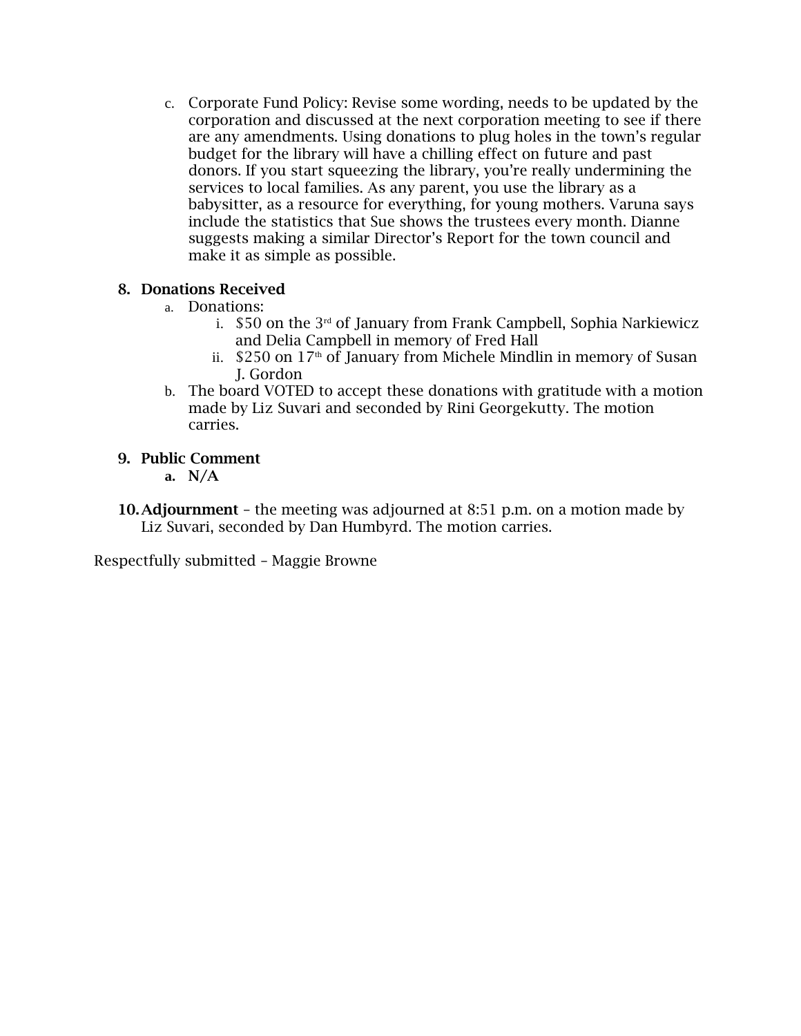c. Corporate Fund Policy: Revise some wording, needs to be updated by the corporation and discussed at the next corporation meeting to see if there are any amendments. Using donations to plug holes in the town's regular budget for the library will have a chilling effect on future and past donors. If you start squeezing the library, you're really undermining the services to local families. As any parent, you use the library as a babysitter, as a resource for everything, for young mothers. Varuna says include the statistics that Sue shows the trustees every month. Dianne suggests making a similar Director's Report for the town council and make it as simple as possible.

8. **Donations Received**
   a. Donations:
      i. \$50 on the 3rd of January from Frank Campbell, Sophia Narkiewicz and Delia Campbell in memory of Fred Hall
      ii. \$250 on 17th of January from Michele Mindlin in memory of Susan J. Gordon
   b. The board VOTED to accept these donations with gratitude with a motion made by Liz Suvari and seconded by Rini Georgekutty. The motion carries.

9. **Public Comment**
   a. **N/A**

10. **Adjournment** – the meeting was adjourned at 8:51 p.m. on a motion made by Liz Suvari, seconded by Dan Humbyrd. The motion carries.

Respectfully submitted – Maggie Browne